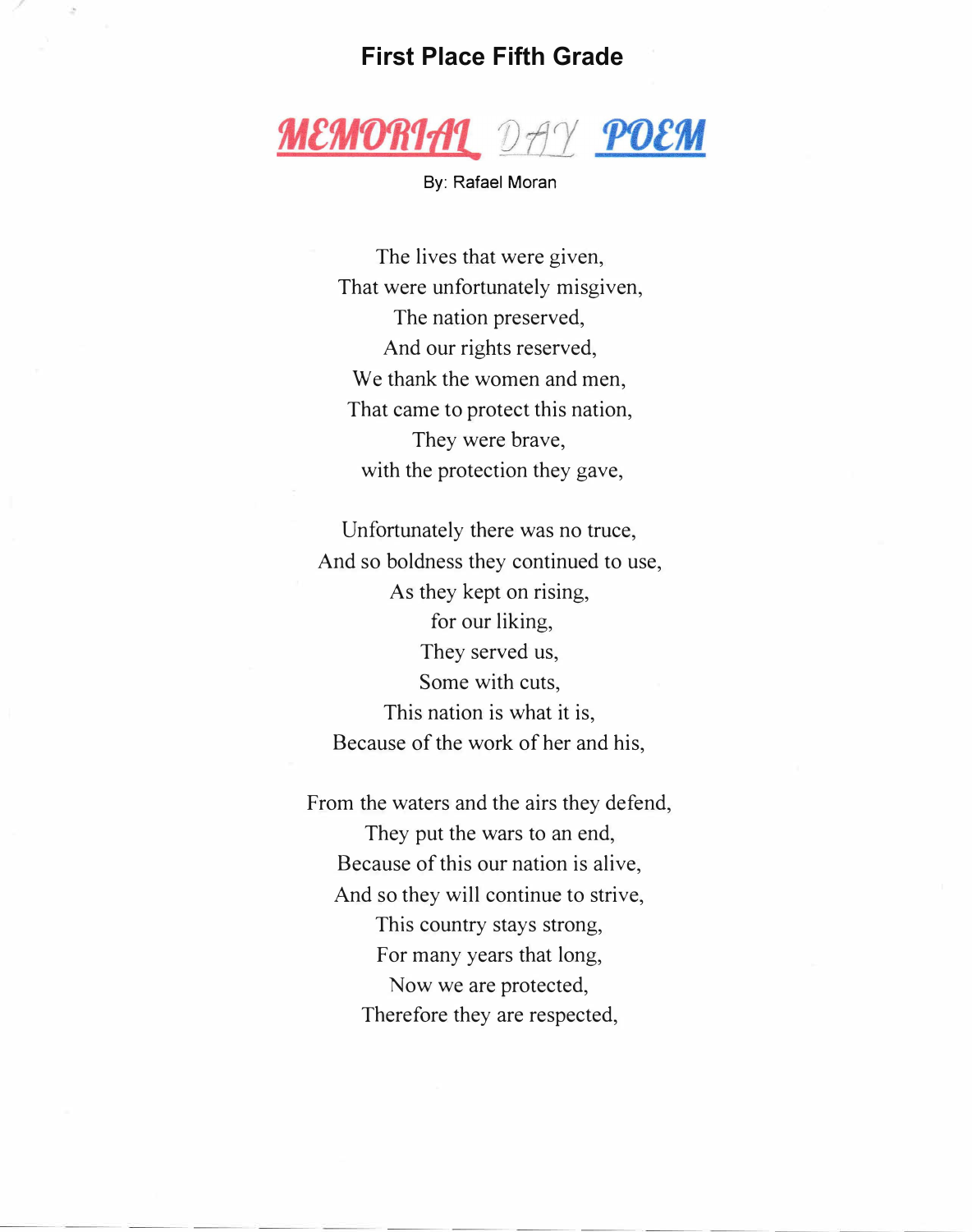**First Place Fifth Grade**

# MEMORIAL DAY POEM

By: Rafael Moran

The lives that were given,
That were unfortunately misgiven,
The nation preserved,
And our rights reserved,
We thank the women and men,
That came to protect this nation,
They were brave,
with the protection they gave,

Unfortunately there was no truce,
And so boldness they continued to use,
As they kept on rising,
for our liking,
They served us,
Some with cuts,
This nation is what it is,
Because of the work of her and his,

From the waters and the airs they defend,
They put the wars to an end,
Because of this our nation is alive,
And so they will continue to strive,
This country stays strong,
For many years that long,
Now we are protected,
Therefore they are respected,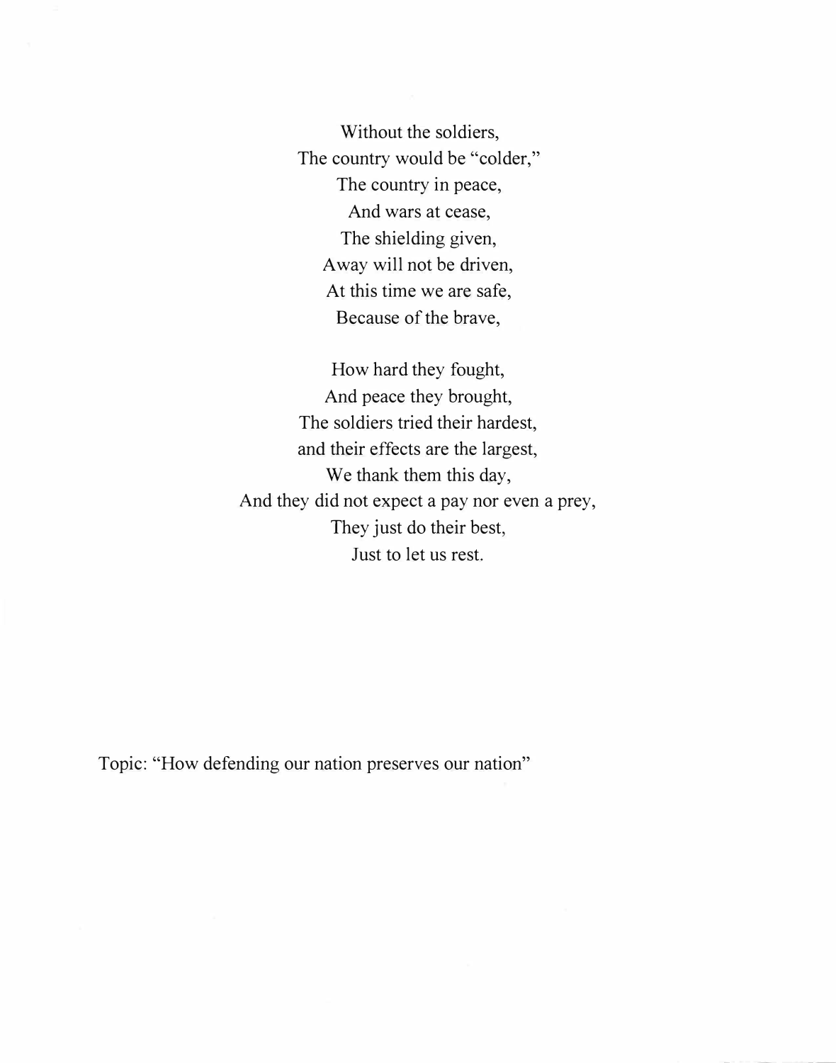Without the soldiers,
The country would be "colder,"
The country in peace,
And wars at cease,
The shielding given,
Away will not be driven,
At this time we are safe,
Because of the brave,

How hard they fought,
And peace they brought,
The soldiers tried their hardest,
and their effects are the largest,
We thank them this day,
And they did not expect a pay nor even a prey,
They just do their best,
Just to let us rest.

Topic: "How defending our nation preserves our nation"